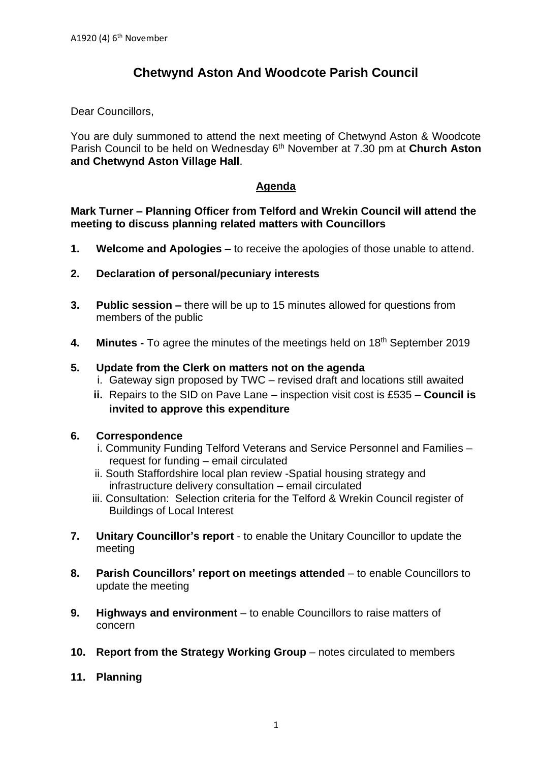A1920 (4) 6th November

# Chetwynd Aston And Woodcote Parish Council

Dear Councillors,

You are duly summoned to attend the next meeting of Chetwynd Aston & Woodcote Parish Council to be held on Wednesday 6th November at 7.30 pm at **Church Aston and Chetwynd Aston Village Hall**.

## Agenda

**Mark Turner – Planning Officer from Telford and Wrekin Council will attend the meeting to discuss planning related matters with Councillors**

1. **Welcome and Apologies** – to receive the apologies of those unable to attend.

2. **Declaration of personal/pecuniary interests**

3. **Public session –** there will be up to 15 minutes allowed for questions from members of the public

4. **Minutes -** To agree the minutes of the meetings held on 18th September 2019

5. **Update from the Clerk on matters not on the agenda**
   i. Gateway sign proposed by TWC – revised draft and locations still awaited
   ii. Repairs to the SID on Pave Lane – inspection visit cost is £535 – **Council is invited to approve this expenditure**

6. **Correspondence**
   i. Community Funding Telford Veterans and Service Personnel and Families – request for funding – email circulated
   ii. South Staffordshire local plan review -Spatial housing strategy and infrastructure delivery consultation – email circulated
   iii. Consultation: Selection criteria for the Telford & Wrekin Council register of Buildings of Local Interest

7. **Unitary Councillor's report** - to enable the Unitary Councillor to update the meeting

8. **Parish Councillors' report on meetings attended** – to enable Councillors to update the meeting

9. **Highways and environment** – to enable Councillors to raise matters of concern

10. **Report from the Strategy Working Group** – notes circulated to members

11. **Planning**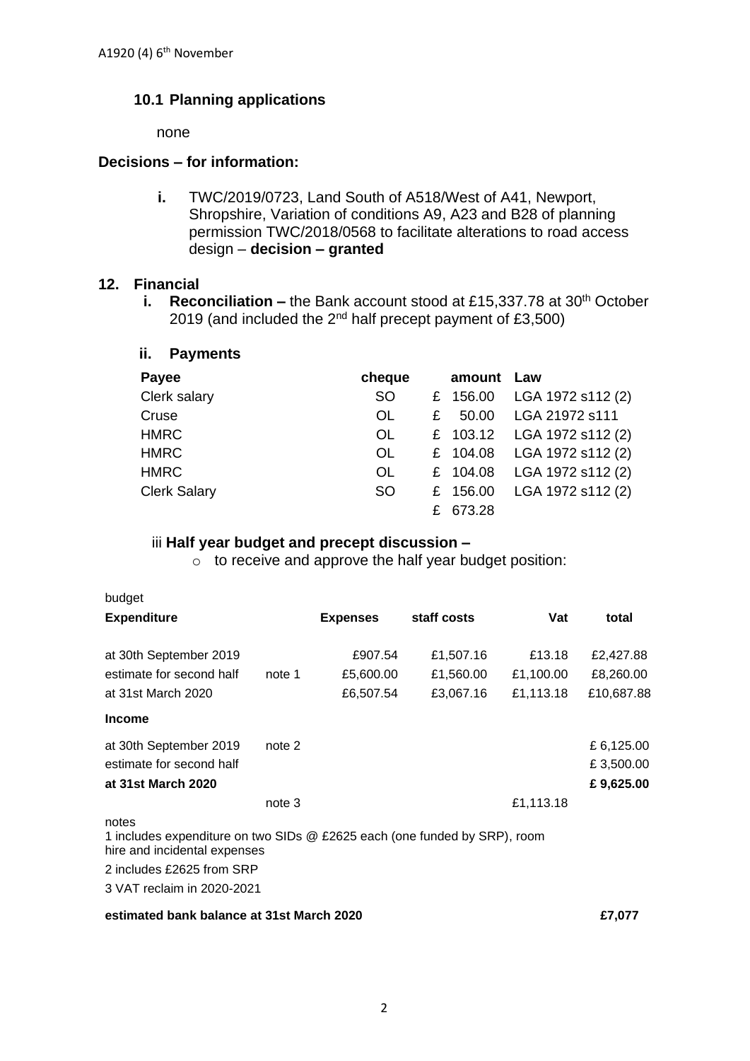A1920 (4) 6th November

### 10.1 Planning applications

none

### Decisions – for information:

i. TWC/2019/0723, Land South of A518/West of A41, Newport, Shropshire, Variation of conditions A9, A23 and B28 of planning permission TWC/2018/0568 to facilitate alterations to road access design – **decision – granted**

## 12. Financial

i. **Reconciliation –** the Bank account stood at £15,337.78 at 30th October 2019 (and included the 2nd half precept payment of £3,500)

### ii. Payments

| Payee | cheque | amount | Law |
|---|---|---|---|
| Clerk salary | SO | £ 156.00 | LGA 1972 s112 (2) |
| Cruse | OL | £ 50.00 | LGA 21972 s111 |
| HMRC | OL | £ 103.12 | LGA 1972 s112 (2) |
| HMRC | OL | £ 104.08 | LGA 1972 s112 (2) |
| HMRC | OL | £ 104.08 | LGA 1972 s112 (2) |
| Clerk Salary | SO | £ 156.00 | LGA 1972 s112 (2) |
| | | £ 673.28 | |

iii **Half year budget and precept discussion –**

- to receive and approve the half year budget position:

budget

| **Expenditure** | | **Expenses** | **staff costs** | **Vat** | **total** |
|---|---|---|---|---|---|
| at 30th September 2019 | | £907.54 | £1,507.16 | £13.18 | £2,427.88 |
| estimate for second half | note 1 | £5,600.00 | £1,560.00 | £1,100.00 | £8,260.00 |
| at 31st March 2020 | | £6,507.54 | £3,067.16 | £1,113.18 | £10,687.88 |
| **Income** | | | | | |
| at 30th September 2019 | note 2 | | | | £ 6,125.00 |
| estimate for second half | | | | | £ 3,500.00 |
| **at 31st March 2020** | | | | | **£ 9,625.00** |
| | note 3 | | | £1,113.18 | |

notes

1 includes expenditure on two SIDs @ £2625 each (one funded by SRP), room hire and incidental expenses

2 includes £2625 from SRP

3 VAT reclaim in 2020-2021

**estimated bank balance at 31st March 2020** **£7,077**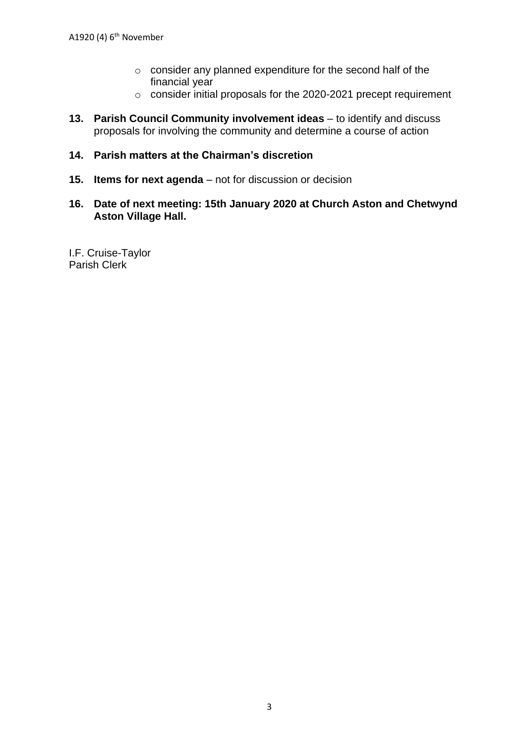- consider any planned expenditure for the second half of the financial year
- consider initial proposals for the 2020-2021 precept requirement

**13. Parish Council Community involvement ideas** – to identify and discuss proposals for involving the community and determine a course of action

**14. Parish matters at the Chairman's discretion**

**15. Items for next agenda** – not for discussion or decision

**16. Date of next meeting: 15th January 2020 at Church Aston and Chetwynd Aston Village Hall.**

I.F. Cruise-Taylor
Parish Clerk